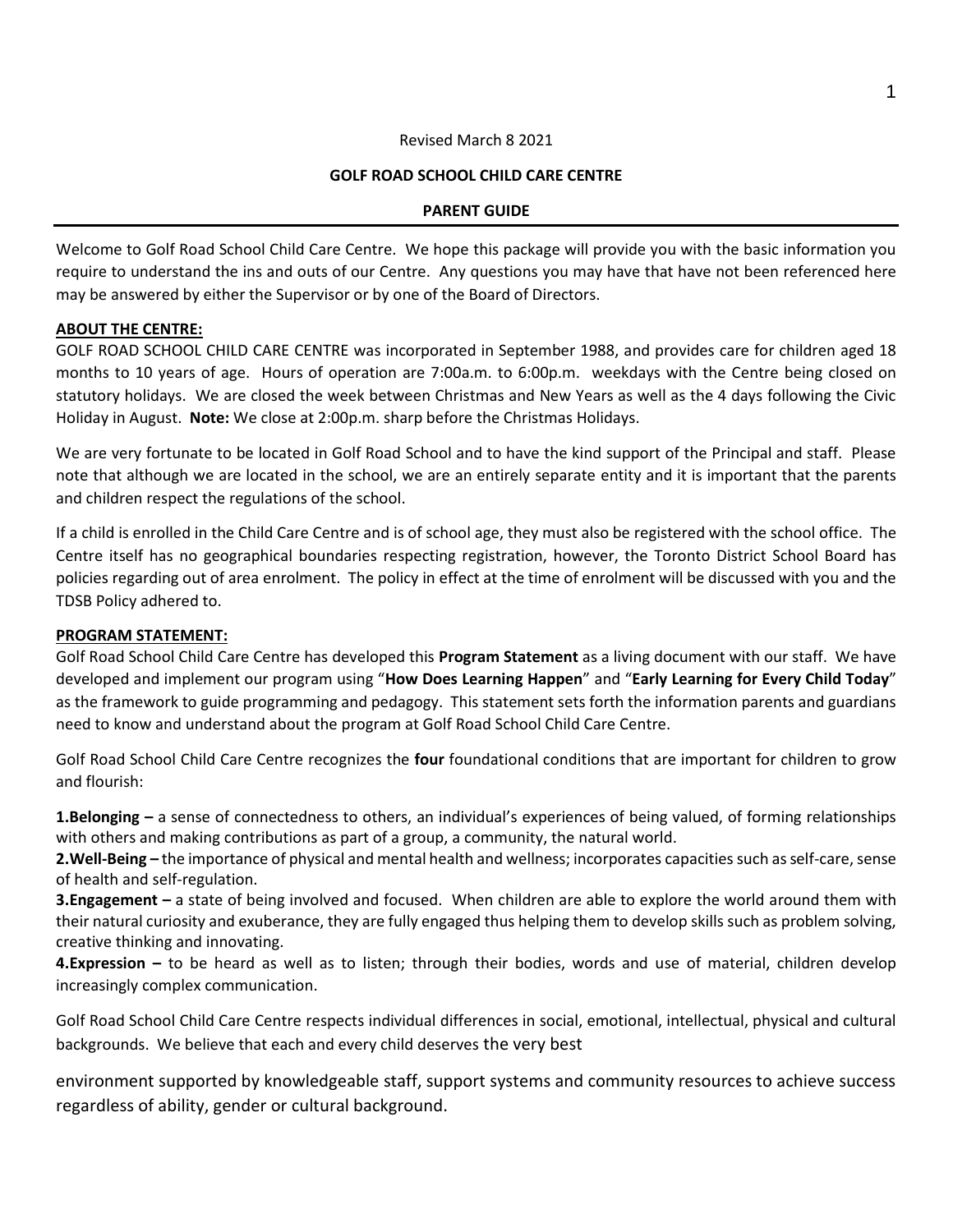Revised March 8 2021

**GOLF ROAD SCHOOL CHILD CARE CENTRE**

**PARENT GUIDE**

---

Welcome to Golf Road School Child Care Centre. We hope this package will provide you with the basic information you require to understand the ins and outs of our Centre. Any questions you may have that have not been referenced here may be answered by either the Supervisor or by one of the Board of Directors.

**ABOUT THE CENTRE:**

GOLF ROAD SCHOOL CHILD CARE CENTRE was incorporated in September 1988, and provides care for children aged 18 months to 10 years of age. Hours of operation are 7:00a.m. to 6:00p.m. weekdays with the Centre being closed on statutory holidays. We are closed the week between Christmas and New Years as well as the 4 days following the Civic Holiday in August. **Note:** We close at 2:00p.m. sharp before the Christmas Holidays.

We are very fortunate to be located in Golf Road School and to have the kind support of the Principal and staff. Please note that although we are located in the school, we are an entirely separate entity and it is important that the parents and children respect the regulations of the school.

If a child is enrolled in the Child Care Centre and is of school age, they must also be registered with the school office. The Centre itself has no geographical boundaries respecting registration, however, the Toronto District School Board has policies regarding out of area enrolment. The policy in effect at the time of enrolment will be discussed with you and the TDSB Policy adhered to.

**PROGRAM STATEMENT:**

Golf Road School Child Care Centre has developed this **Program Statement** as a living document with our staff. We have developed and implement our program using "**How Does Learning Happen**" and "**Early Learning for Every Child Today**" as the framework to guide programming and pedagogy. This statement sets forth the information parents and guardians need to know and understand about the program at Golf Road School Child Care Centre.

Golf Road School Child Care Centre recognizes the **four** foundational conditions that are important for children to grow and flourish:

**1.Belonging –** a sense of connectedness to others, an individual's experiences of being valued, of forming relationships with others and making contributions as part of a group, a community, the natural world.

**2.Well-Being –** the importance of physical and mental health and wellness; incorporates capacities such as self-care, sense of health and self-regulation.

**3.Engagement –** a state of being involved and focused. When children are able to explore the world around them with their natural curiosity and exuberance, they are fully engaged thus helping them to develop skills such as problem solving, creative thinking and innovating.

**4.Expression –** to be heard as well as to listen; through their bodies, words and use of material, children develop increasingly complex communication.

Golf Road School Child Care Centre respects individual differences in social, emotional, intellectual, physical and cultural backgrounds. We believe that each and every child deserves the very best environment supported by knowledgeable staff, support systems and community resources to achieve success regardless of ability, gender or cultural background.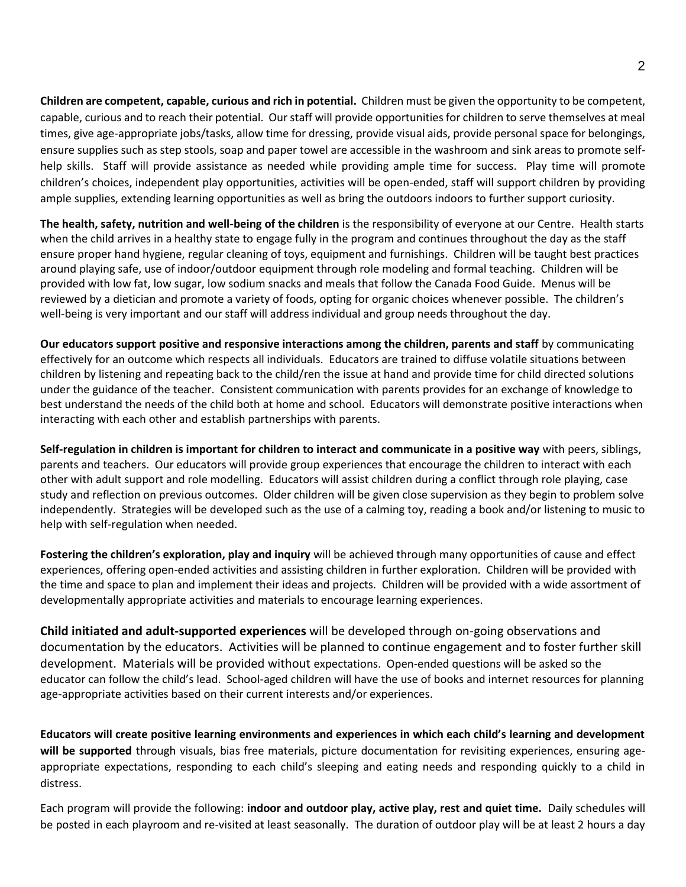**Children are competent, capable, curious and rich in potential.** Children must be given the opportunity to be competent, capable, curious and to reach their potential. Our staff will provide opportunities for children to serve themselves at meal times, give age-appropriate jobs/tasks, allow time for dressing, provide visual aids, provide personal space for belongings, ensure supplies such as step stools, soap and paper towel are accessible in the washroom and sink areas to promote self-help skills. Staff will provide assistance as needed while providing ample time for success. Play time will promote children's choices, independent play opportunities, activities will be open-ended, staff will support children by providing ample supplies, extending learning opportunities as well as bring the outdoors indoors to further support curiosity.

**The health, safety, nutrition and well-being of the children** is the responsibility of everyone at our Centre. Health starts when the child arrives in a healthy state to engage fully in the program and continues throughout the day as the staff ensure proper hand hygiene, regular cleaning of toys, equipment and furnishings. Children will be taught best practices around playing safe, use of indoor/outdoor equipment through role modeling and formal teaching. Children will be provided with low fat, low sugar, low sodium snacks and meals that follow the Canada Food Guide. Menus will be reviewed by a dietician and promote a variety of foods, opting for organic choices whenever possible. The children's well-being is very important and our staff will address individual and group needs throughout the day.

**Our educators support positive and responsive interactions among the children, parents and staff** by communicating effectively for an outcome which respects all individuals. Educators are trained to diffuse volatile situations between children by listening and repeating back to the child/ren the issue at hand and provide time for child directed solutions under the guidance of the teacher. Consistent communication with parents provides for an exchange of knowledge to best understand the needs of the child both at home and school. Educators will demonstrate positive interactions when interacting with each other and establish partnerships with parents.

**Self-regulation in children is important for children to interact and communicate in a positive way** with peers, siblings, parents and teachers. Our educators will provide group experiences that encourage the children to interact with each other with adult support and role modelling. Educators will assist children during a conflict through role playing, case study and reflection on previous outcomes. Older children will be given close supervision as they begin to problem solve independently. Strategies will be developed such as the use of a calming toy, reading a book and/or listening to music to help with self-regulation when needed.

**Fostering the children's exploration, play and inquiry** will be achieved through many opportunities of cause and effect experiences, offering open-ended activities and assisting children in further exploration. Children will be provided with the time and space to plan and implement their ideas and projects. Children will be provided with a wide assortment of developmentally appropriate activities and materials to encourage learning experiences.

**Child initiated and adult-supported experiences** will be developed through on-going observations and documentation by the educators. Activities will be planned to continue engagement and to foster further skill development. Materials will be provided without expectations. Open-ended questions will be asked so the educator can follow the child's lead. School-aged children will have the use of books and internet resources for planning age-appropriate activities based on their current interests and/or experiences.

**Educators will create positive learning environments and experiences in which each child's learning and development will be supported** through visuals, bias free materials, picture documentation for revisiting experiences, ensuring age-appropriate expectations, responding to each child's sleeping and eating needs and responding quickly to a child in distress.

Each program will provide the following: **indoor and outdoor play, active play, rest and quiet time.** Daily schedules will be posted in each playroom and re-visited at least seasonally. The duration of outdoor play will be at least 2 hours a day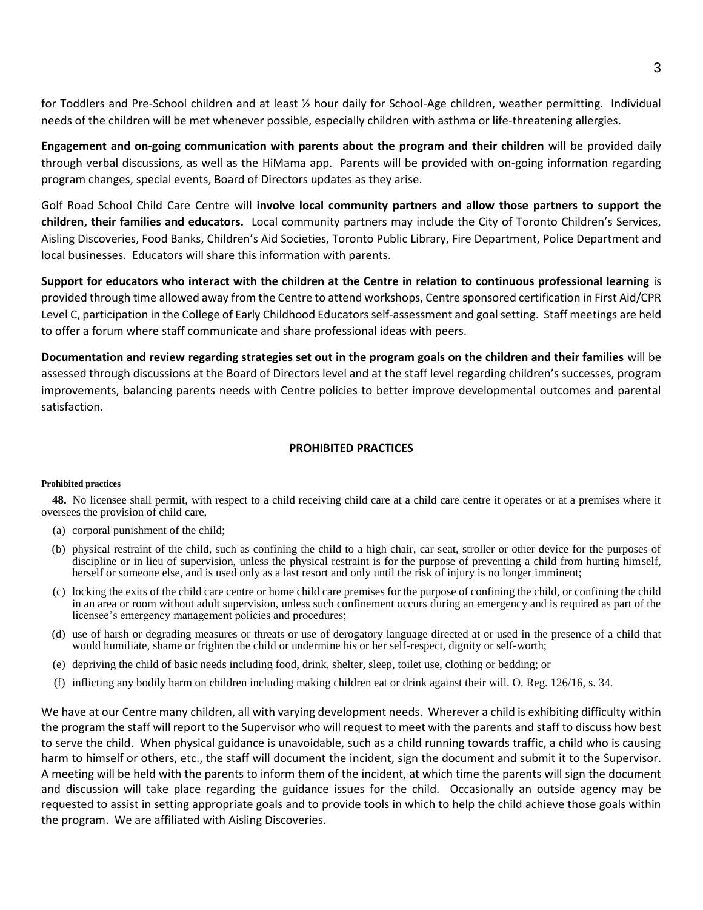for Toddlers and Pre-School children and at least ½ hour daily for School-Age children, weather permitting. Individual needs of the children will be met whenever possible, especially children with asthma or life-threatening allergies.

**Engagement and on-going communication with parents about the program and their children** will be provided daily through verbal discussions, as well as the HiMama app. Parents will be provided with on-going information regarding program changes, special events, Board of Directors updates as they arise.

Golf Road School Child Care Centre will **involve local community partners and allow those partners to support the children, their families and educators.** Local community partners may include the City of Toronto Children's Services, Aisling Discoveries, Food Banks, Children's Aid Societies, Toronto Public Library, Fire Department, Police Department and local businesses. Educators will share this information with parents.

**Support for educators who interact with the children at the Centre in relation to continuous professional learning** is provided through time allowed away from the Centre to attend workshops, Centre sponsored certification in First Aid/CPR Level C, participation in the College of Early Childhood Educators self-assessment and goal setting. Staff meetings are held to offer a forum where staff communicate and share professional ideas with peers.

**Documentation and review regarding strategies set out in the program goals on the children and their families** will be assessed through discussions at the Board of Directors level and at the staff level regarding children's successes, program improvements, balancing parents needs with Centre policies to better improve developmental outcomes and parental satisfaction.

## PROHIBITED PRACTICES

**Prohibited practices**

**48.** No licensee shall permit, with respect to a child receiving child care at a child care centre it operates or at a premises where it oversees the provision of child care,

(a) corporal punishment of the child;

(b) physical restraint of the child, such as confining the child to a high chair, car seat, stroller or other device for the purposes of discipline or in lieu of supervision, unless the physical restraint is for the purpose of preventing a child from hurting himself, herself or someone else, and is used only as a last resort and only until the risk of injury is no longer imminent;

(c) locking the exits of the child care centre or home child care premises for the purpose of confining the child, or confining the child in an area or room without adult supervision, unless such confinement occurs during an emergency and is required as part of the licensee's emergency management policies and procedures;

(d) use of harsh or degrading measures or threats or use of derogatory language directed at or used in the presence of a child that would humiliate, shame or frighten the child or undermine his or her self-respect, dignity or self-worth;

(e) depriving the child of basic needs including food, drink, shelter, sleep, toilet use, clothing or bedding; or

(f) inflicting any bodily harm on children including making children eat or drink against their will. O. Reg. 126/16, s. 34.

We have at our Centre many children, all with varying development needs. Wherever a child is exhibiting difficulty within the program the staff will report to the Supervisor who will request to meet with the parents and staff to discuss how best to serve the child. When physical guidance is unavoidable, such as a child running towards traffic, a child who is causing harm to himself or others, etc., the staff will document the incident, sign the document and submit it to the Supervisor. A meeting will be held with the parents to inform them of the incident, at which time the parents will sign the document and discussion will take place regarding the guidance issues for the child. Occasionally an outside agency may be requested to assist in setting appropriate goals and to provide tools in which to help the child achieve those goals within the program. We are affiliated with Aisling Discoveries.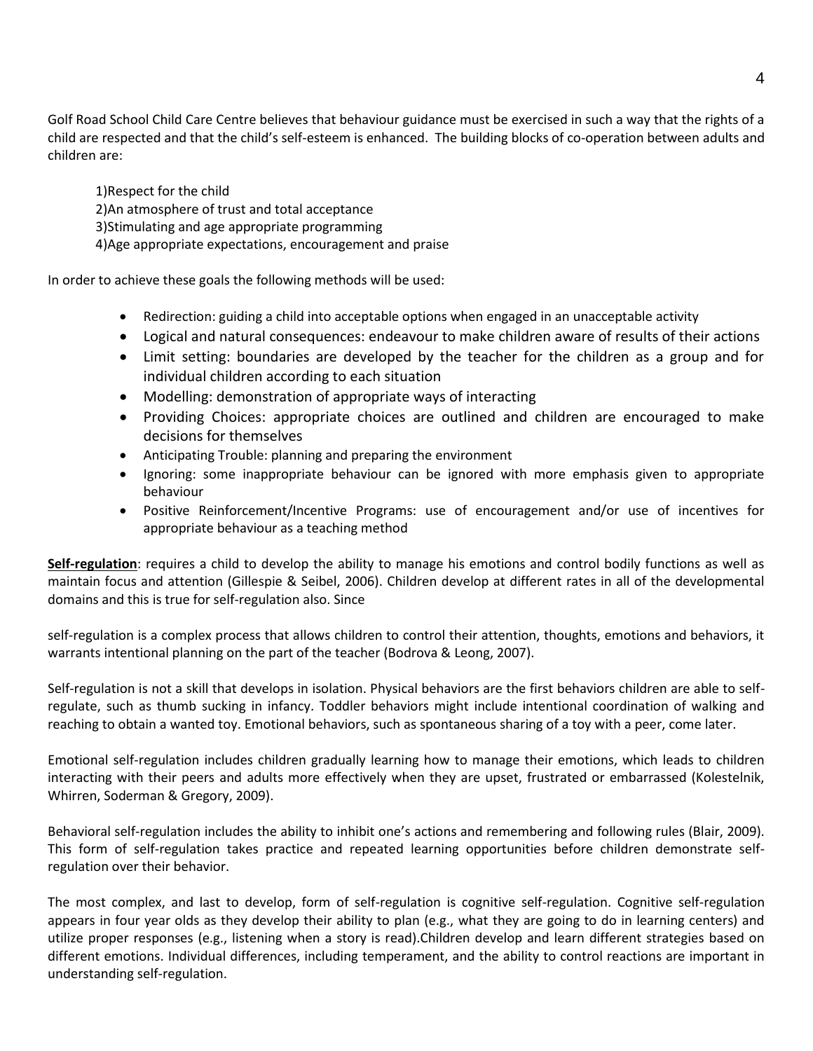Golf Road School Child Care Centre believes that behaviour guidance must be exercised in such a way that the rights of a child are respected and that the child's self-esteem is enhanced. The building blocks of co-operation between adults and children are:

1)Respect for the child
2)An atmosphere of trust and total acceptance
3)Stimulating and age appropriate programming
4)Age appropriate expectations, encouragement and praise

In order to achieve these goals the following methods will be used:

- Redirection: guiding a child into acceptable options when engaged in an unacceptable activity
- Logical and natural consequences: endeavour to make children aware of results of their actions
- Limit setting: boundaries are developed by the teacher for the children as a group and for individual children according to each situation
- Modelling: demonstration of appropriate ways of interacting
- Providing Choices: appropriate choices are outlined and children are encouraged to make decisions for themselves
- Anticipating Trouble: planning and preparing the environment
- Ignoring: some inappropriate behaviour can be ignored with more emphasis given to appropriate behaviour
- Positive Reinforcement/Incentive Programs: use of encouragement and/or use of incentives for appropriate behaviour as a teaching method

**Self-regulation**: requires a child to develop the ability to manage his emotions and control bodily functions as well as maintain focus and attention (Gillespie & Seibel, 2006). Children develop at different rates in all of the developmental domains and this is true for self-regulation also. Since

self-regulation is a complex process that allows children to control their attention, thoughts, emotions and behaviors, it warrants intentional planning on the part of the teacher (Bodrova & Leong, 2007).

Self-regulation is not a skill that develops in isolation. Physical behaviors are the first behaviors children are able to self-regulate, such as thumb sucking in infancy. Toddler behaviors might include intentional coordination of walking and reaching to obtain a wanted toy. Emotional behaviors, such as spontaneous sharing of a toy with a peer, come later.

Emotional self-regulation includes children gradually learning how to manage their emotions, which leads to children interacting with their peers and adults more effectively when they are upset, frustrated or embarrassed (Kolestelnik, Whirren, Soderman & Gregory, 2009).

Behavioral self-regulation includes the ability to inhibit one's actions and remembering and following rules (Blair, 2009). This form of self-regulation takes practice and repeated learning opportunities before children demonstrate self-regulation over their behavior.

The most complex, and last to develop, form of self-regulation is cognitive self-regulation. Cognitive self-regulation appears in four year olds as they develop their ability to plan (e.g., what they are going to do in learning centers) and utilize proper responses (e.g., listening when a story is read).Children develop and learn different strategies based on different emotions. Individual differences, including temperament, and the ability to control reactions are important in understanding self-regulation.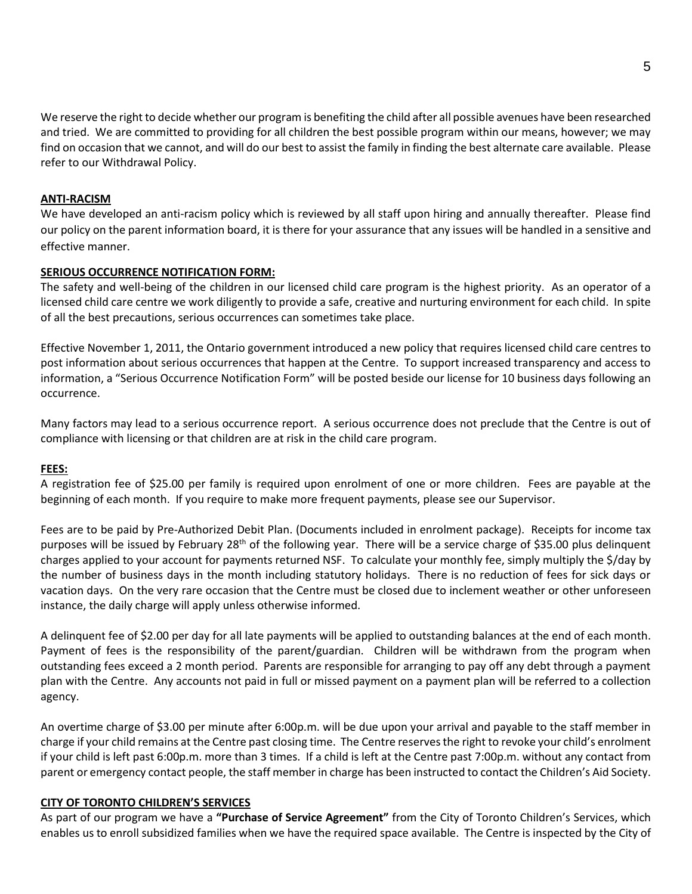We reserve the right to decide whether our program is benefiting the child after all possible avenues have been researched and tried. We are committed to providing for all children the best possible program within our means, however; we may find on occasion that we cannot, and will do our best to assist the family in finding the best alternate care available. Please refer to our Withdrawal Policy.

**ANTI-RACISM**

We have developed an anti-racism policy which is reviewed by all staff upon hiring and annually thereafter. Please find our policy on the parent information board, it is there for your assurance that any issues will be handled in a sensitive and effective manner.

**SERIOUS OCCURRENCE NOTIFICATION FORM:**

The safety and well-being of the children in our licensed child care program is the highest priority. As an operator of a licensed child care centre we work diligently to provide a safe, creative and nurturing environment for each child. In spite of all the best precautions, serious occurrences can sometimes take place.

Effective November 1, 2011, the Ontario government introduced a new policy that requires licensed child care centres to post information about serious occurrences that happen at the Centre. To support increased transparency and access to information, a "Serious Occurrence Notification Form" will be posted beside our license for 10 business days following an occurrence.

Many factors may lead to a serious occurrence report. A serious occurrence does not preclude that the Centre is out of compliance with licensing or that children are at risk in the child care program.

**FEES:**

A registration fee of $25.00 per family is required upon enrolment of one or more children. Fees are payable at the beginning of each month. If you require to make more frequent payments, please see our Supervisor.

Fees are to be paid by Pre-Authorized Debit Plan. (Documents included in enrolment package). Receipts for income tax purposes will be issued by February 28th of the following year. There will be a service charge of $35.00 plus delinquent charges applied to your account for payments returned NSF. To calculate your monthly fee, simply multiply the $/day by the number of business days in the month including statutory holidays. There is no reduction of fees for sick days or vacation days. On the very rare occasion that the Centre must be closed due to inclement weather or other unforeseen instance, the daily charge will apply unless otherwise informed.

A delinquent fee of $2.00 per day for all late payments will be applied to outstanding balances at the end of each month. Payment of fees is the responsibility of the parent/guardian. Children will be withdrawn from the program when outstanding fees exceed a 2 month period. Parents are responsible for arranging to pay off any debt through a payment plan with the Centre. Any accounts not paid in full or missed payment on a payment plan will be referred to a collection agency.

An overtime charge of $3.00 per minute after 6:00p.m. will be due upon your arrival and payable to the staff member in charge if your child remains at the Centre past closing time. The Centre reserves the right to revoke your child's enrolment if your child is left past 6:00p.m. more than 3 times. If a child is left at the Centre past 7:00p.m. without any contact from parent or emergency contact people, the staff member in charge has been instructed to contact the Children's Aid Society.

**CITY OF TORONTO CHILDREN'S SERVICES**

As part of our program we have a **"Purchase of Service Agreement"** from the City of Toronto Children's Services, which enables us to enroll subsidized families when we have the required space available. The Centre is inspected by the City of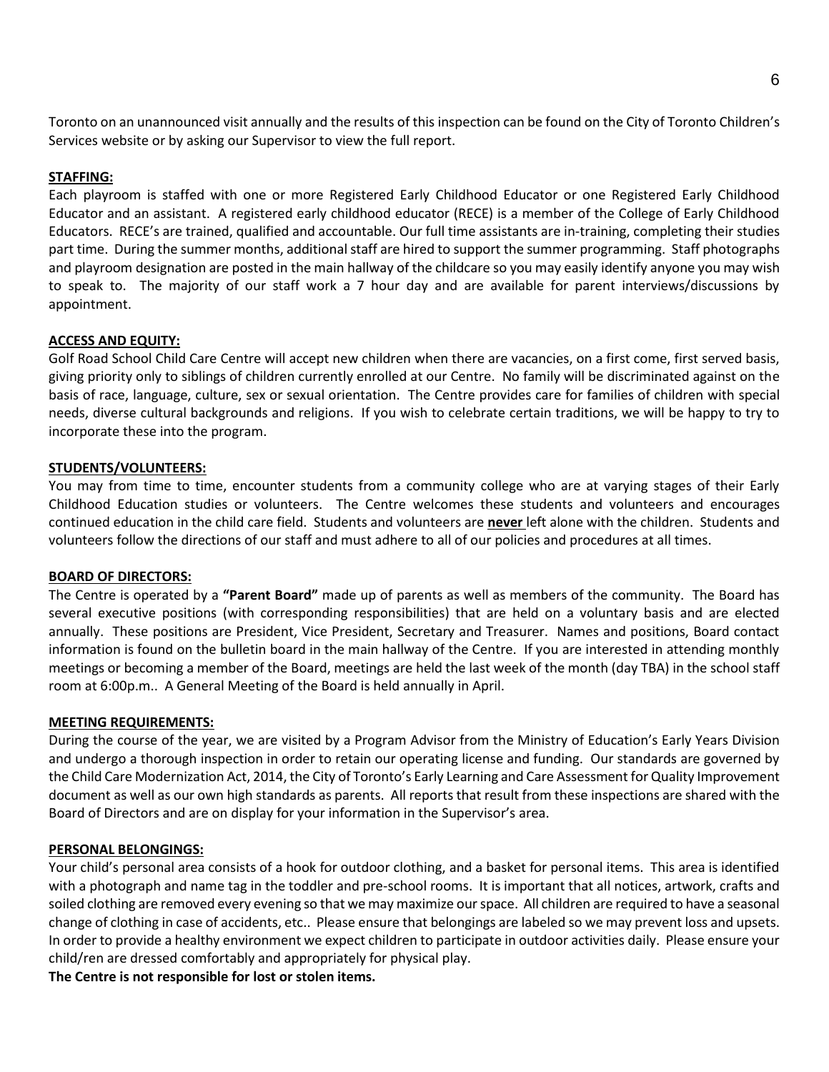Toronto on an unannounced visit annually and the results of this inspection can be found on the City of Toronto Children's Services website or by asking our Supervisor to view the full report.

**STAFFING:**

Each playroom is staffed with one or more Registered Early Childhood Educator or one Registered Early Childhood Educator and an assistant. A registered early childhood educator (RECE) is a member of the College of Early Childhood Educators. RECE's are trained, qualified and accountable. Our full time assistants are in-training, completing their studies part time. During the summer months, additional staff are hired to support the summer programming. Staff photographs and playroom designation are posted in the main hallway of the childcare so you may easily identify anyone you may wish to speak to. The majority of our staff work a 7 hour day and are available for parent interviews/discussions by appointment.

**ACCESS AND EQUITY:**

Golf Road School Child Care Centre will accept new children when there are vacancies, on a first come, first served basis, giving priority only to siblings of children currently enrolled at our Centre. No family will be discriminated against on the basis of race, language, culture, sex or sexual orientation. The Centre provides care for families of children with special needs, diverse cultural backgrounds and religions. If you wish to celebrate certain traditions, we will be happy to try to incorporate these into the program.

**STUDENTS/VOLUNTEERS:**

You may from time to time, encounter students from a community college who are at varying stages of their Early Childhood Education studies or volunteers. The Centre welcomes these students and volunteers and encourages continued education in the child care field. Students and volunteers are **never** left alone with the children. Students and volunteers follow the directions of our staff and must adhere to all of our policies and procedures at all times.

**BOARD OF DIRECTORS:**

The Centre is operated by a **"Parent Board"** made up of parents as well as members of the community. The Board has several executive positions (with corresponding responsibilities) that are held on a voluntary basis and are elected annually. These positions are President, Vice President, Secretary and Treasurer. Names and positions, Board contact information is found on the bulletin board in the main hallway of the Centre. If you are interested in attending monthly meetings or becoming a member of the Board, meetings are held the last week of the month (day TBA) in the school staff room at 6:00p.m.. A General Meeting of the Board is held annually in April.

**MEETING REQUIREMENTS:**

During the course of the year, we are visited by a Program Advisor from the Ministry of Education's Early Years Division and undergo a thorough inspection in order to retain our operating license and funding. Our standards are governed by the Child Care Modernization Act, 2014, the City of Toronto's Early Learning and Care Assessment for Quality Improvement document as well as our own high standards as parents. All reports that result from these inspections are shared with the Board of Directors and are on display for your information in the Supervisor's area.

**PERSONAL BELONGINGS:**

Your child's personal area consists of a hook for outdoor clothing, and a basket for personal items. This area is identified with a photograph and name tag in the toddler and pre-school rooms. It is important that all notices, artwork, crafts and soiled clothing are removed every evening so that we may maximize our space. All children are required to have a seasonal change of clothing in case of accidents, etc.. Please ensure that belongings are labeled so we may prevent loss and upsets. In order to provide a healthy environment we expect children to participate in outdoor activities daily. Please ensure your child/ren are dressed comfortably and appropriately for physical play.

**The Centre is not responsible for lost or stolen items.**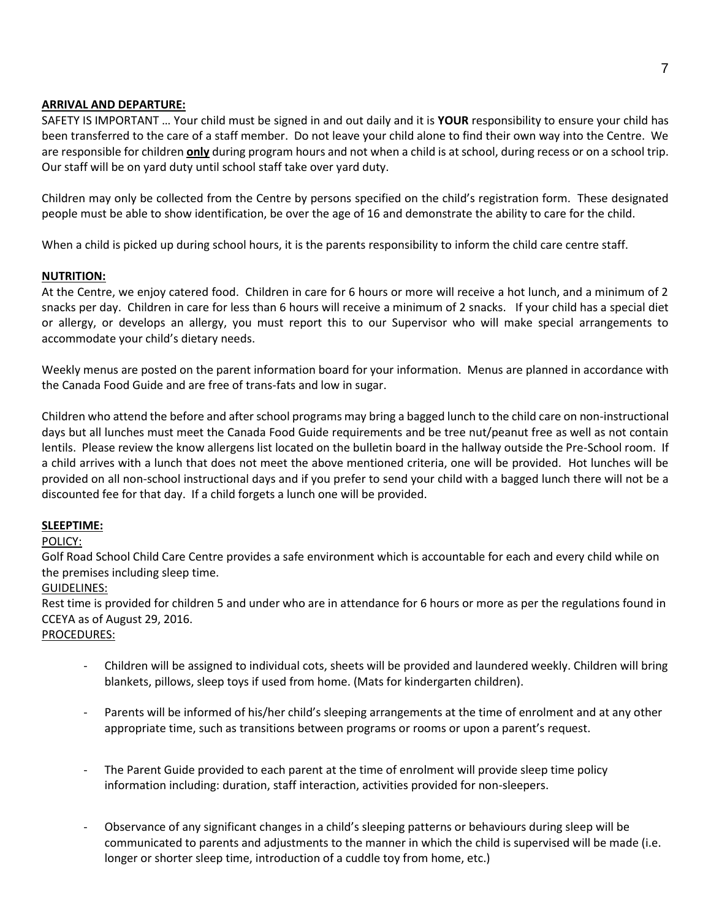**ARRIVAL AND DEPARTURE:**

SAFETY IS IMPORTANT … Your child must be signed in and out daily and it is **YOUR** responsibility to ensure your child has been transferred to the care of a staff member. Do not leave your child alone to find their own way into the Centre. We are responsible for children **only** during program hours and not when a child is at school, during recess or on a school trip. Our staff will be on yard duty until school staff take over yard duty.

Children may only be collected from the Centre by persons specified on the child's registration form. These designated people must be able to show identification, be over the age of 16 and demonstrate the ability to care for the child.

When a child is picked up during school hours, it is the parents responsibility to inform the child care centre staff.

**NUTRITION:**

At the Centre, we enjoy catered food. Children in care for 6 hours or more will receive a hot lunch, and a minimum of 2 snacks per day. Children in care for less than 6 hours will receive a minimum of 2 snacks. If your child has a special diet or allergy, or develops an allergy, you must report this to our Supervisor who will make special arrangements to accommodate your child's dietary needs.

Weekly menus are posted on the parent information board for your information. Menus are planned in accordance with the Canada Food Guide and are free of trans-fats and low in sugar.

Children who attend the before and after school programs may bring a bagged lunch to the child care on non-instructional days but all lunches must meet the Canada Food Guide requirements and be tree nut/peanut free as well as not contain lentils. Please review the know allergens list located on the bulletin board in the hallway outside the Pre-School room. If a child arrives with a lunch that does not meet the above mentioned criteria, one will be provided. Hot lunches will be provided on all non-school instructional days and if you prefer to send your child with a bagged lunch there will not be a discounted fee for that day. If a child forgets a lunch one will be provided.

**SLEEPTIME:**

POLICY:

Golf Road School Child Care Centre provides a safe environment which is accountable for each and every child while on the premises including sleep time.

GUIDELINES:

Rest time is provided for children 5 and under who are in attendance for 6 hours or more as per the regulations found in CCEYA as of August 29, 2016.

PROCEDURES:

- Children will be assigned to individual cots, sheets will be provided and laundered weekly. Children will bring blankets, pillows, sleep toys if used from home. (Mats for kindergarten children).
- Parents will be informed of his/her child's sleeping arrangements at the time of enrolment and at any other appropriate time, such as transitions between programs or rooms or upon a parent's request.
- The Parent Guide provided to each parent at the time of enrolment will provide sleep time policy information including: duration, staff interaction, activities provided for non-sleepers.
- Observance of any significant changes in a child's sleeping patterns or behaviours during sleep will be communicated to parents and adjustments to the manner in which the child is supervised will be made (i.e. longer or shorter sleep time, introduction of a cuddle toy from home, etc.)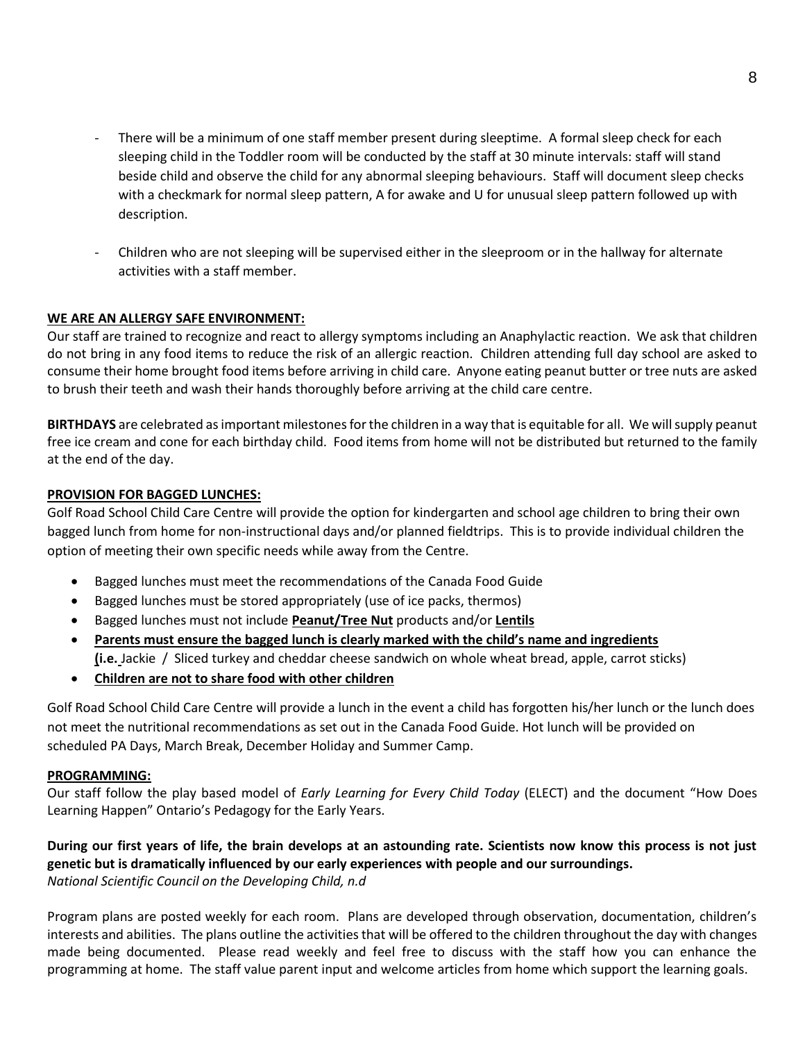- There will be a minimum of one staff member present during sleeptime. A formal sleep check for each sleeping child in the Toddler room will be conducted by the staff at 30 minute intervals: staff will stand beside child and observe the child for any abnormal sleeping behaviours. Staff will document sleep checks with a checkmark for normal sleep pattern, A for awake and U for unusual sleep pattern followed up with description.

- Children who are not sleeping will be supervised either in the sleeproom or in the hallway for alternate activities with a staff member.

**WE ARE AN ALLERGY SAFE ENVIRONMENT:**

Our staff are trained to recognize and react to allergy symptoms including an Anaphylactic reaction. We ask that children do not bring in any food items to reduce the risk of an allergic reaction. Children attending full day school are asked to consume their home brought food items before arriving in child care. Anyone eating peanut butter or tree nuts are asked to brush their teeth and wash their hands thoroughly before arriving at the child care centre.

**BIRTHDAYS** are celebrated as important milestones for the children in a way that is equitable for all. We will supply peanut free ice cream and cone for each birthday child. Food items from home will not be distributed but returned to the family at the end of the day.

**PROVISION FOR BAGGED LUNCHES:**

Golf Road School Child Care Centre will provide the option for kindergarten and school age children to bring their own bagged lunch from home for non-instructional days and/or planned fieldtrips. This is to provide individual children the option of meeting their own specific needs while away from the Centre.

- Bagged lunches must meet the recommendations of the Canada Food Guide
- Bagged lunches must be stored appropriately (use of ice packs, thermos)
- Bagged lunches must not include **Peanut/Tree Nut** products and/or **Lentils**
- **Parents must ensure the bagged lunch is clearly marked with the child's name and ingredients (i.e.** Jackie / Sliced turkey and cheddar cheese sandwich on whole wheat bread, apple, carrot sticks)
- **Children are not to share food with other children**

Golf Road School Child Care Centre will provide a lunch in the event a child has forgotten his/her lunch or the lunch does not meet the nutritional recommendations as set out in the Canada Food Guide. Hot lunch will be provided on scheduled PA Days, March Break, December Holiday and Summer Camp.

**PROGRAMMING:**

Our staff follow the play based model of *Early Learning for Every Child Today* (ELECT) and the document "How Does Learning Happen" Ontario's Pedagogy for the Early Years.

**During our first years of life, the brain develops at an astounding rate. Scientists now know this process is not just genetic but is dramatically influenced by our early experiences with people and our surroundings.**
*National Scientific Council on the Developing Child, n.d*

Program plans are posted weekly for each room. Plans are developed through observation, documentation, children's interests and abilities. The plans outline the activities that will be offered to the children throughout the day with changes made being documented. Please read weekly and feel free to discuss with the staff how you can enhance the programming at home. The staff value parent input and welcome articles from home which support the learning goals.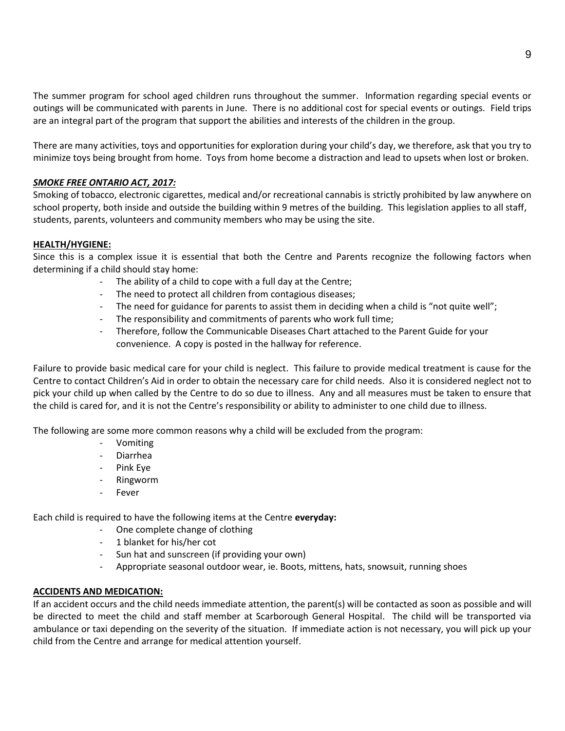The summer program for school aged children runs throughout the summer. Information regarding special events or outings will be communicated with parents in June. There is no additional cost for special events or outings. Field trips are an integral part of the program that support the abilities and interests of the children in the group.

There are many activities, toys and opportunities for exploration during your child's day, we therefore, ask that you try to minimize toys being brought from home. Toys from home become a distraction and lead to upsets when lost or broken.

***SMOKE FREE ONTARIO ACT, 2017:***

Smoking of tobacco, electronic cigarettes, medical and/or recreational cannabis is strictly prohibited by law anywhere on school property, both inside and outside the building within 9 metres of the building. This legislation applies to all staff, students, parents, volunteers and community members who may be using the site.

**HEALTH/HYGIENE:**

Since this is a complex issue it is essential that both the Centre and Parents recognize the following factors when determining if a child should stay home:

- The ability of a child to cope with a full day at the Centre;
- The need to protect all children from contagious diseases;
- The need for guidance for parents to assist them in deciding when a child is "not quite well";
- The responsibility and commitments of parents who work full time;
- Therefore, follow the Communicable Diseases Chart attached to the Parent Guide for your convenience. A copy is posted in the hallway for reference.

Failure to provide basic medical care for your child is neglect. This failure to provide medical treatment is cause for the Centre to contact Children's Aid in order to obtain the necessary care for child needs. Also it is considered neglect not to pick your child up when called by the Centre to do so due to illness. Any and all measures must be taken to ensure that the child is cared for, and it is not the Centre's responsibility or ability to administer to one child due to illness.

The following are some more common reasons why a child will be excluded from the program:

- Vomiting
- Diarrhea
- Pink Eye
- Ringworm
- Fever

Each child is required to have the following items at the Centre **everyday:**

- One complete change of clothing
- 1 blanket for his/her cot
- Sun hat and sunscreen (if providing your own)
- Appropriate seasonal outdoor wear, ie. Boots, mittens, hats, snowsuit, running shoes

**ACCIDENTS AND MEDICATION:**

If an accident occurs and the child needs immediate attention, the parent(s) will be contacted as soon as possible and will be directed to meet the child and staff member at Scarborough General Hospital. The child will be transported via ambulance or taxi depending on the severity of the situation. If immediate action is not necessary, you will pick up your child from the Centre and arrange for medical attention yourself.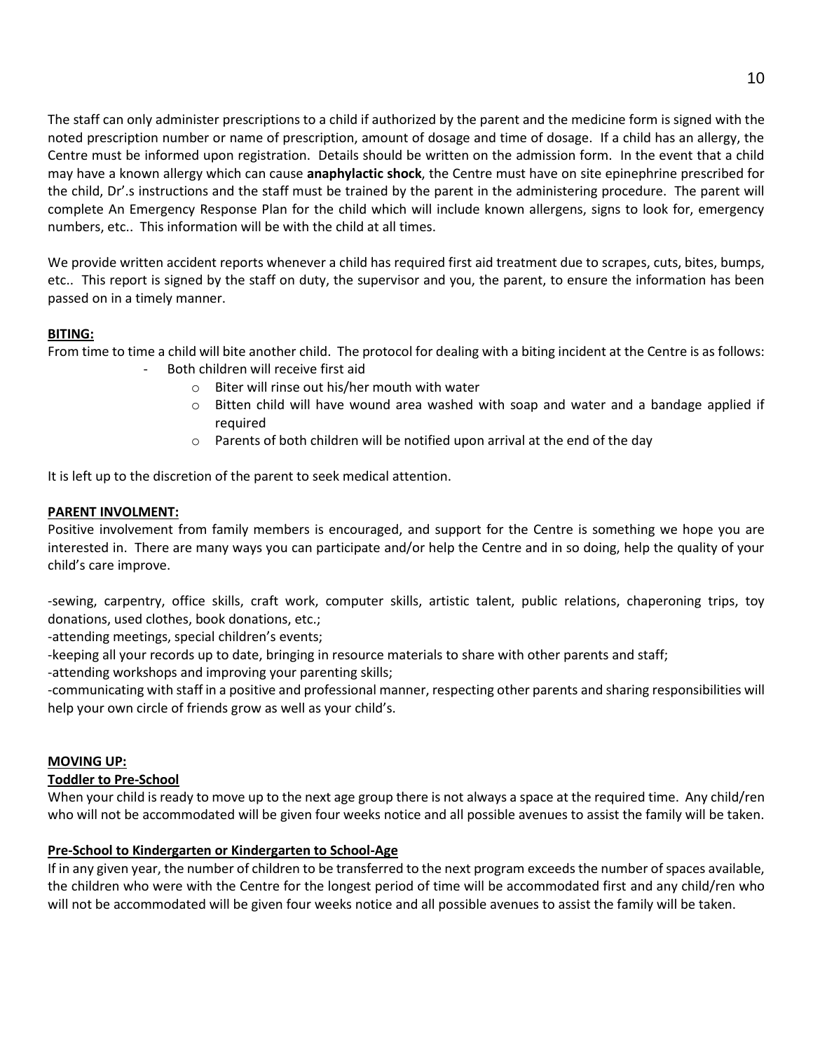The staff can only administer prescriptions to a child if authorized by the parent and the medicine form is signed with the noted prescription number or name of prescription, amount of dosage and time of dosage. If a child has an allergy, the Centre must be informed upon registration. Details should be written on the admission form. In the event that a child may have a known allergy which can cause **anaphylactic shock**, the Centre must have on site epinephrine prescribed for the child, Dr'.s instructions and the staff must be trained by the parent in the administering procedure. The parent will complete An Emergency Response Plan for the child which will include known allergens, signs to look for, emergency numbers, etc.. This information will be with the child at all times.

We provide written accident reports whenever a child has required first aid treatment due to scrapes, cuts, bites, bumps, etc.. This report is signed by the staff on duty, the supervisor and you, the parent, to ensure the information has been passed on in a timely manner.

**BITING:**

From time to time a child will bite another child. The protocol for dealing with a biting incident at the Centre is as follows:

- Both children will receive first aid
  - Biter will rinse out his/her mouth with water
  - Bitten child will have wound area washed with soap and water and a bandage applied if required
  - Parents of both children will be notified upon arrival at the end of the day

It is left up to the discretion of the parent to seek medical attention.

**PARENT INVOLMENT:**

Positive involvement from family members is encouraged, and support for the Centre is something we hope you are interested in. There are many ways you can participate and/or help the Centre and in so doing, help the quality of your child's care improve.

-sewing, carpentry, office skills, craft work, computer skills, artistic talent, public relations, chaperoning trips, toy donations, used clothes, book donations, etc.;
-attending meetings, special children's events;
-keeping all your records up to date, bringing in resource materials to share with other parents and staff;
-attending workshops and improving your parenting skills;
-communicating with staff in a positive and professional manner, respecting other parents and sharing responsibilities will help your own circle of friends grow as well as your child's.

**MOVING UP:**

**Toddler to Pre-School**

When your child is ready to move up to the next age group there is not always a space at the required time. Any child/ren who will not be accommodated will be given four weeks notice and all possible avenues to assist the family will be taken.

**Pre-School to Kindergarten or Kindergarten to School-Age**

If in any given year, the number of children to be transferred to the next program exceeds the number of spaces available, the children who were with the Centre for the longest period of time will be accommodated first and any child/ren who will not be accommodated will be given four weeks notice and all possible avenues to assist the family will be taken.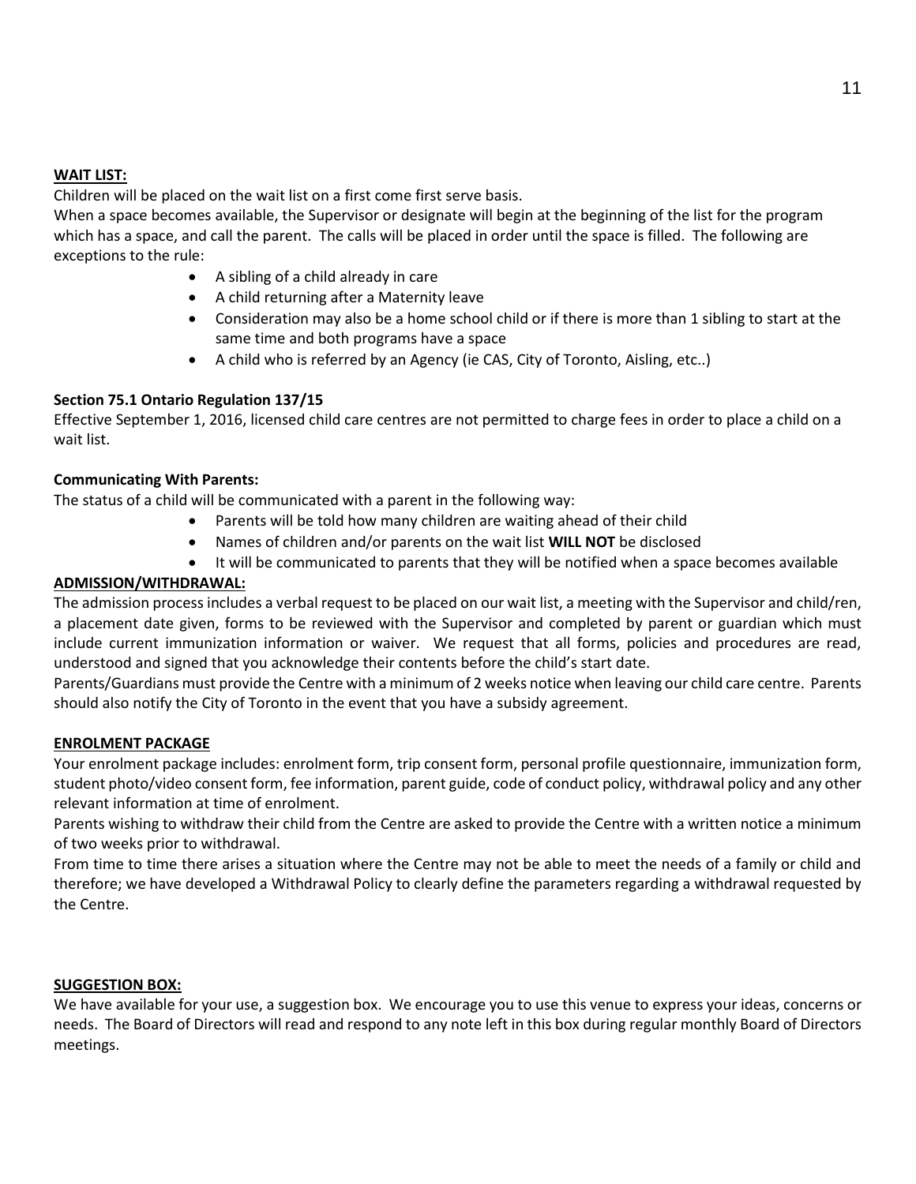**WAIT LIST:**

Children will be placed on the wait list on a first come first serve basis.

When a space becomes available, the Supervisor or designate will begin at the beginning of the list for the program which has a space, and call the parent. The calls will be placed in order until the space is filled. The following are exceptions to the rule:

- A sibling of a child already in care
- A child returning after a Maternity leave
- Consideration may also be a home school child or if there is more than 1 sibling to start at the same time and both programs have a space
- A child who is referred by an Agency (ie CAS, City of Toronto, Aisling, etc..)

**Section 75.1 Ontario Regulation 137/15**

Effective September 1, 2016, licensed child care centres are not permitted to charge fees in order to place a child on a wait list.

**Communicating With Parents:**

The status of a child will be communicated with a parent in the following way:

- Parents will be told how many children are waiting ahead of their child
- Names of children and/or parents on the wait list **WILL NOT** be disclosed
- It will be communicated to parents that they will be notified when a space becomes available

**ADMISSION/WITHDRAWAL:**

The admission process includes a verbal request to be placed on our wait list, a meeting with the Supervisor and child/ren, a placement date given, forms to be reviewed with the Supervisor and completed by parent or guardian which must include current immunization information or waiver. We request that all forms, policies and procedures are read, understood and signed that you acknowledge their contents before the child's start date.

Parents/Guardians must provide the Centre with a minimum of 2 weeks notice when leaving our child care centre. Parents should also notify the City of Toronto in the event that you have a subsidy agreement.

**ENROLMENT PACKAGE**

Your enrolment package includes: enrolment form, trip consent form, personal profile questionnaire, immunization form, student photo/video consent form, fee information, parent guide, code of conduct policy, withdrawal policy and any other relevant information at time of enrolment.

Parents wishing to withdraw their child from the Centre are asked to provide the Centre with a written notice a minimum of two weeks prior to withdrawal.

From time to time there arises a situation where the Centre may not be able to meet the needs of a family or child and therefore; we have developed a Withdrawal Policy to clearly define the parameters regarding a withdrawal requested by the Centre.

**SUGGESTION BOX:**

We have available for your use, a suggestion box. We encourage you to use this venue to express your ideas, concerns or needs. The Board of Directors will read and respond to any note left in this box during regular monthly Board of Directors meetings.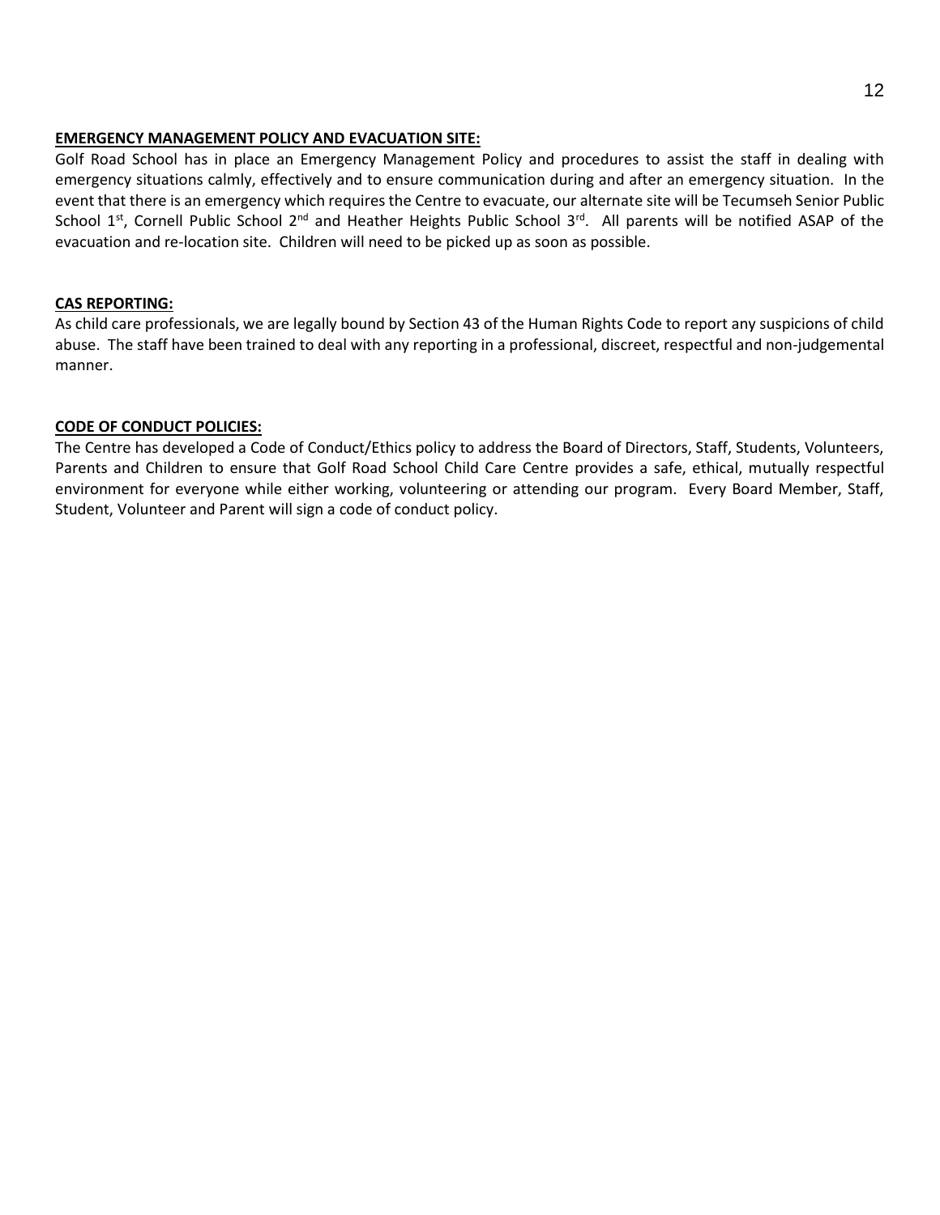**EMERGENCY MANAGEMENT POLICY AND EVACUATION SITE:**

Golf Road School has in place an Emergency Management Policy and procedures to assist the staff in dealing with emergency situations calmly, effectively and to ensure communication during and after an emergency situation. In the event that there is an emergency which requires the Centre to evacuate, our alternate site will be Tecumseh Senior Public School 1st, Cornell Public School 2nd and Heather Heights Public School 3rd. All parents will be notified ASAP of the evacuation and re-location site. Children will need to be picked up as soon as possible.

**CAS REPORTING:**

As child care professionals, we are legally bound by Section 43 of the Human Rights Code to report any suspicions of child abuse. The staff have been trained to deal with any reporting in a professional, discreet, respectful and non-judgemental manner.

**CODE OF CONDUCT POLICIES:**

The Centre has developed a Code of Conduct/Ethics policy to address the Board of Directors, Staff, Students, Volunteers, Parents and Children to ensure that Golf Road School Child Care Centre provides a safe, ethical, mutually respectful environment for everyone while either working, volunteering or attending our program. Every Board Member, Staff, Student, Volunteer and Parent will sign a code of conduct policy.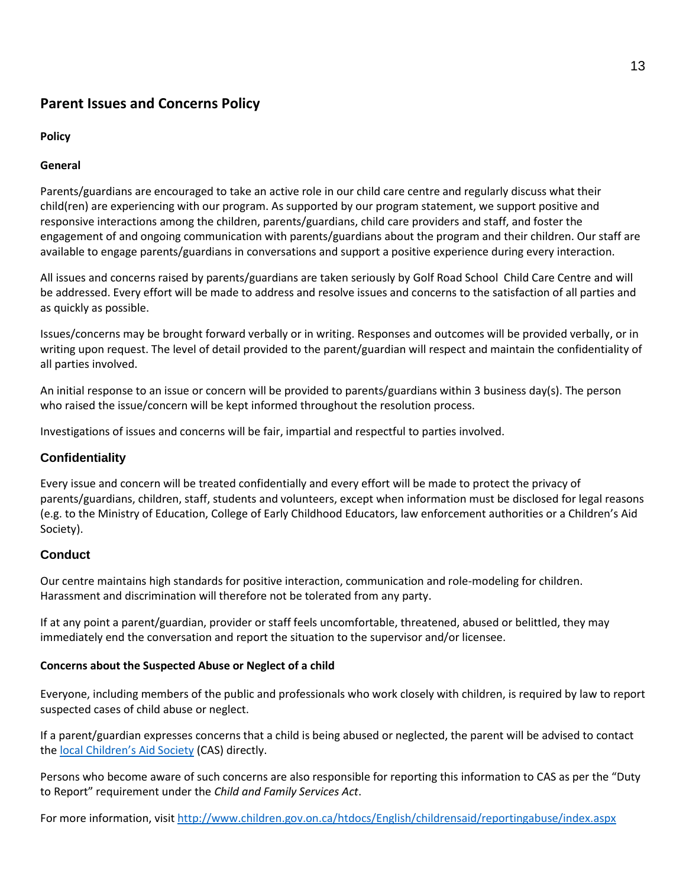## Parent Issues and Concerns Policy

**Policy**

**General**

Parents/guardians are encouraged to take an active role in our child care centre and regularly discuss what their child(ren) are experiencing with our program. As supported by our program statement, we support positive and responsive interactions among the children, parents/guardians, child care providers and staff, and foster the engagement of and ongoing communication with parents/guardians about the program and their children. Our staff are available to engage parents/guardians in conversations and support a positive experience during every interaction.

All issues and concerns raised by parents/guardians are taken seriously by Golf Road School Child Care Centre and will be addressed. Every effort will be made to address and resolve issues and concerns to the satisfaction of all parties and as quickly as possible.

Issues/concerns may be brought forward verbally or in writing. Responses and outcomes will be provided verbally, or in writing upon request. The level of detail provided to the parent/guardian will respect and maintain the confidentiality of all parties involved.

An initial response to an issue or concern will be provided to parents/guardians within 3 business day(s). The person who raised the issue/concern will be kept informed throughout the resolution process.

Investigations of issues and concerns will be fair, impartial and respectful to parties involved.

### Confidentiality

Every issue and concern will be treated confidentially and every effort will be made to protect the privacy of parents/guardians, children, staff, students and volunteers, except when information must be disclosed for legal reasons (e.g. to the Ministry of Education, College of Early Childhood Educators, law enforcement authorities or a Children's Aid Society).

### Conduct

Our centre maintains high standards for positive interaction, communication and role-modeling for children. Harassment and discrimination will therefore not be tolerated from any party.

If at any point a parent/guardian, provider or staff feels uncomfortable, threatened, abused or belittled, they may immediately end the conversation and report the situation to the supervisor and/or licensee.

**Concerns about the Suspected Abuse or Neglect of a child**

Everyone, including members of the public and professionals who work closely with children, is required by law to report suspected cases of child abuse or neglect.

If a parent/guardian expresses concerns that a child is being abused or neglected, the parent will be advised to contact the local Children's Aid Society (CAS) directly.

Persons who become aware of such concerns are also responsible for reporting this information to CAS as per the "Duty to Report" requirement under the *Child and Family Services Act*.

For more information, visit http://www.children.gov.on.ca/htdocs/English/childrensaid/reportingabuse/index.aspx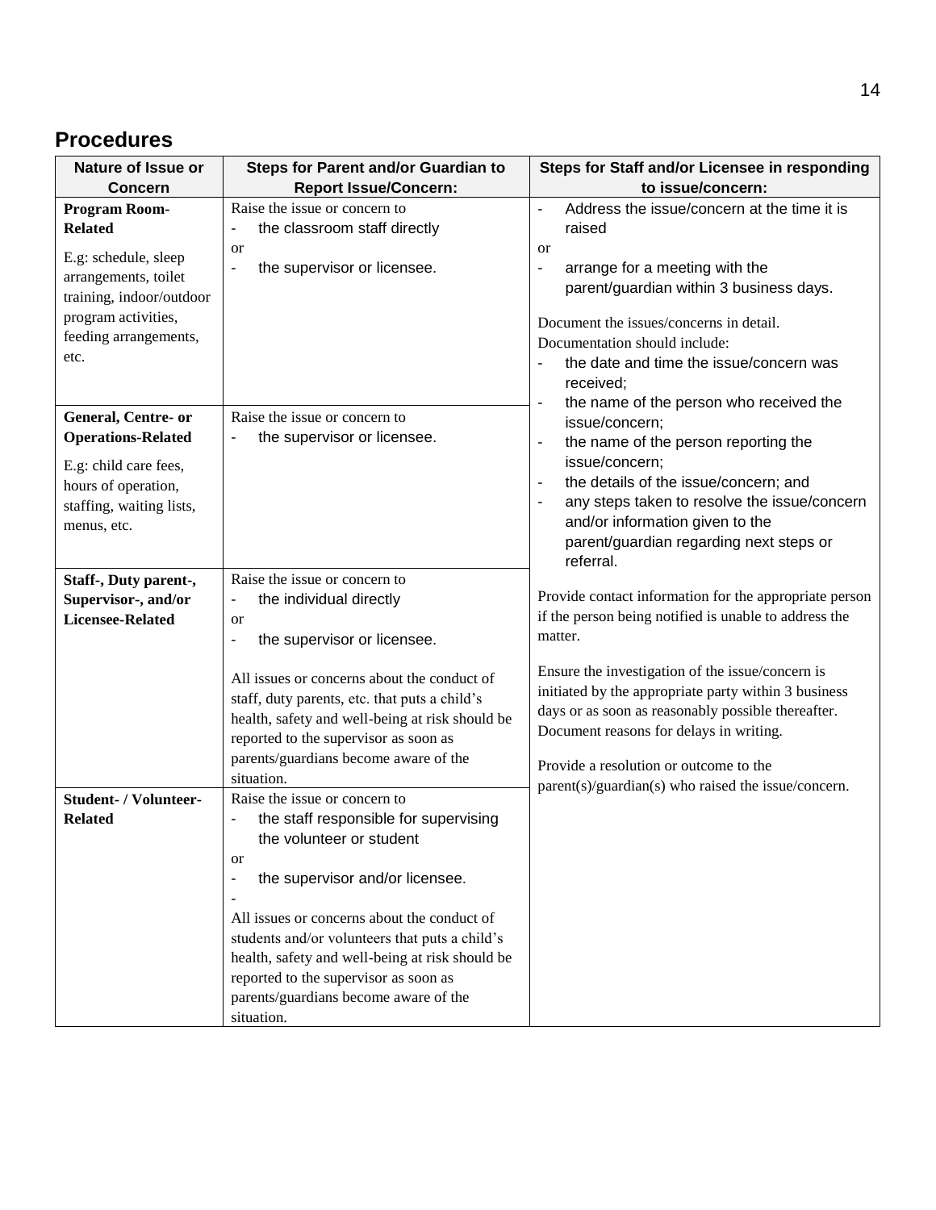## Procedures

| Nature of Issue or Concern | Steps for Parent and/or Guardian to Report Issue/Concern: | Steps for Staff and/or Licensee in responding to issue/concern: |
|---|---|---|
| **Program Room-Related**<br><br>E.g: schedule, sleep arrangements, toilet training, indoor/outdoor program activities, feeding arrangements, etc. | Raise the issue or concern to<br>- the classroom staff directly<br>or<br>- the supervisor or licensee. | - Address the issue/concern at the time it is raised<br>or<br>- arrange for a meeting with the parent/guardian within 3 business days.<br><br>Document the issues/concerns in detail. Documentation should include:<br>- the date and time the issue/concern was received;<br>- the name of the person who received the issue/concern;<br>- the name of the person reporting the issue/concern;<br>- the details of the issue/concern; and<br>- any steps taken to resolve the issue/concern and/or information given to the parent/guardian regarding next steps or referral.<br><br>Provide contact information for the appropriate person if the person being notified is unable to address the matter.<br><br>Ensure the investigation of the issue/concern is initiated by the appropriate party within 3 business days or as soon as reasonably possible thereafter. Document reasons for delays in writing.<br><br>Provide a resolution or outcome to the parent(s)/guardian(s) who raised the issue/concern. |
| **General, Centre- or Operations-Related**<br><br>E.g: child care fees, hours of operation, staffing, waiting lists, menus, etc. | Raise the issue or concern to<br>- the supervisor or licensee. | |
| **Staff-, Duty parent-, Supervisor-, and/or Licensee-Related** | Raise the issue or concern to<br>- the individual directly<br>or<br>- the supervisor or licensee.<br><br>All issues or concerns about the conduct of staff, duty parents, etc. that puts a child's health, safety and well-being at risk should be reported to the supervisor as soon as parents/guardians become aware of the situation. | |
| **Student- / Volunteer-Related** | Raise the issue or concern to<br>- the staff responsible for supervising the volunteer or student<br>or<br>- the supervisor and/or licensee.<br>-<br>All issues or concerns about the conduct of students and/or volunteers that puts a child's health, safety and well-being at risk should be reported to the supervisor as soon as parents/guardians become aware of the situation. | |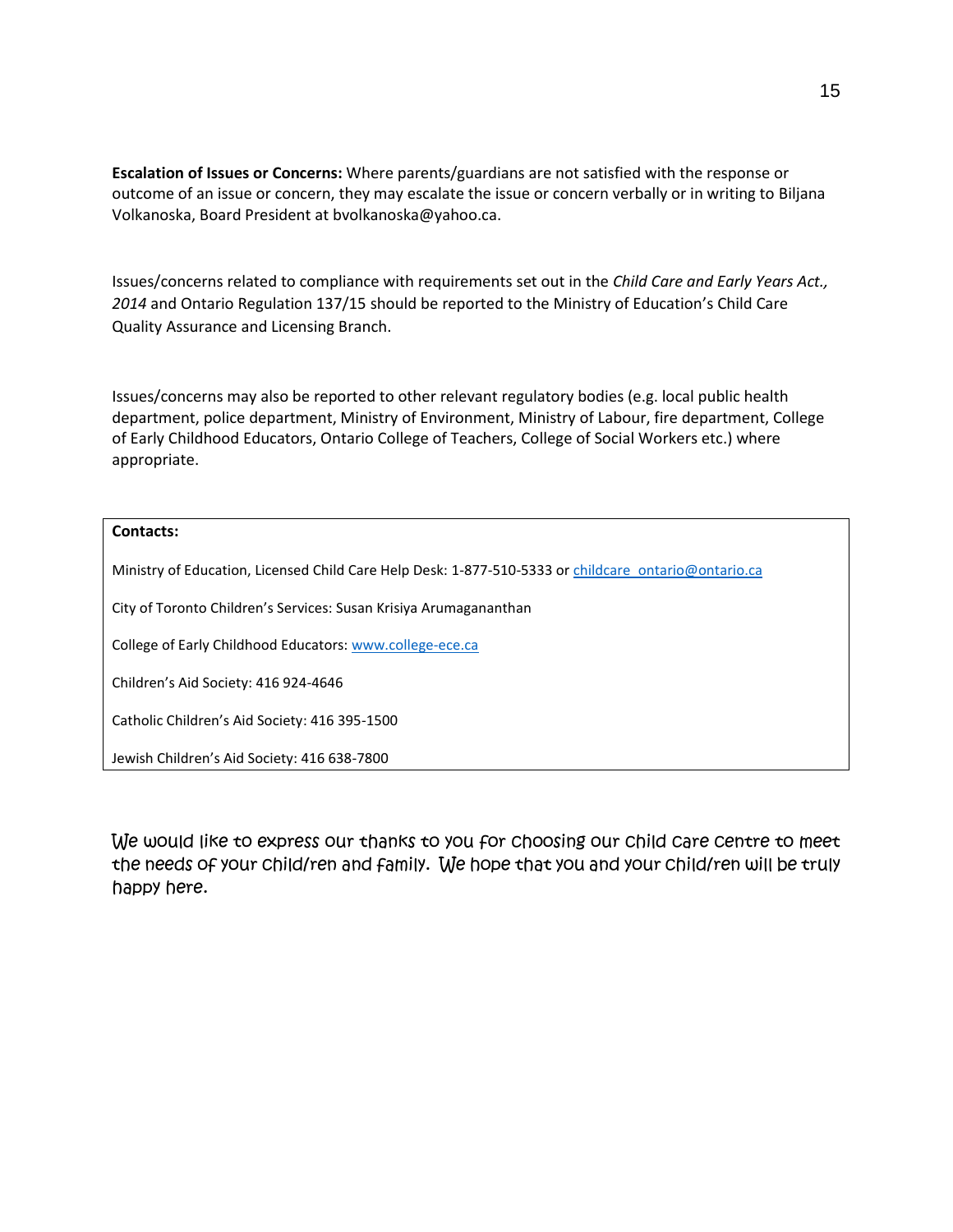**Escalation of Issues or Concerns:** Where parents/guardians are not satisfied with the response or outcome of an issue or concern, they may escalate the issue or concern verbally or in writing to Biljana Volkanoska, Board President at bvolkanoska@yahoo.ca.

Issues/concerns related to compliance with requirements set out in the *Child Care and Early Years Act., 2014* and Ontario Regulation 137/15 should be reported to the Ministry of Education's Child Care Quality Assurance and Licensing Branch.

Issues/concerns may also be reported to other relevant regulatory bodies (e.g. local public health department, police department, Ministry of Environment, Ministry of Labour, fire department, College of Early Childhood Educators, Ontario College of Teachers, College of Social Workers etc.) where appropriate.

**Contacts:**

Ministry of Education, Licensed Child Care Help Desk: 1-877-510-5333 or childcare_ontario@ontario.ca

City of Toronto Children's Services: Susan Krisiya Arumagananthan

College of Early Childhood Educators: www.college-ece.ca

Children's Aid Society: 416 924-4646

Catholic Children's Aid Society: 416 395-1500

Jewish Children's Aid Society: 416 638-7800

We would like to express our thanks to you for choosing our child care centre to meet the needs of your child/ren and family. We hope that you and your child/ren will be truly happy here.